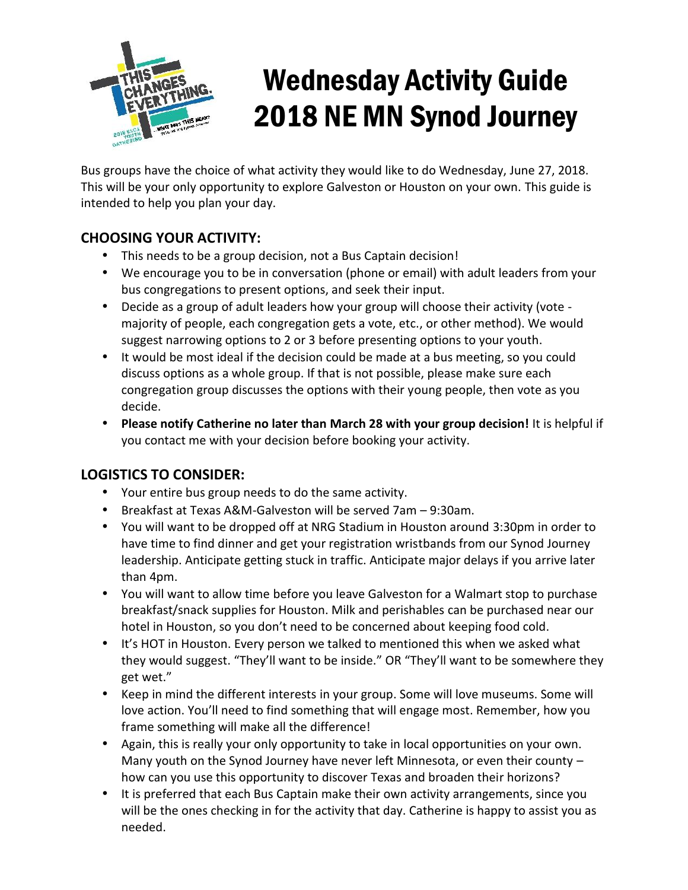# Wednesday Activity Guide
# 2018 NE MN Synod Journey

Bus groups have the choice of what activity they would like to do Wednesday, June 27, 2018. This will be your only opportunity to explore Galveston or Houston on your own. This guide is intended to help you plan your day.

## CHOOSING YOUR ACTIVITY:

- This needs to be a group decision, not a Bus Captain decision!
- We encourage you to be in conversation (phone or email) with adult leaders from your bus congregations to present options, and seek their input.
- Decide as a group of adult leaders how your group will choose their activity (vote - majority of people, each congregation gets a vote, etc., or other method). We would suggest narrowing options to 2 or 3 before presenting options to your youth.
- It would be most ideal if the decision could be made at a bus meeting, so you could discuss options as a whole group. If that is not possible, please make sure each congregation group discusses the options with their young people, then vote as you decide.
- **Please notify Catherine no later than March 28 with your group decision!** It is helpful if you contact me with your decision before booking your activity.

## LOGISTICS TO CONSIDER:

- Your entire bus group needs to do the same activity.
- Breakfast at Texas A&M-Galveston will be served 7am – 9:30am.
- You will want to be dropped off at NRG Stadium in Houston around 3:30pm in order to have time to find dinner and get your registration wristbands from our Synod Journey leadership. Anticipate getting stuck in traffic. Anticipate major delays if you arrive later than 4pm.
- You will want to allow time before you leave Galveston for a Walmart stop to purchase breakfast/snack supplies for Houston. Milk and perishables can be purchased near our hotel in Houston, so you don't need to be concerned about keeping food cold.
- It's HOT in Houston. Every person we talked to mentioned this when we asked what they would suggest. "They'll want to be inside." OR "They'll want to be somewhere they get wet."
- Keep in mind the different interests in your group. Some will love museums. Some will love action. You'll need to find something that will engage most. Remember, how you frame something will make all the difference!
- Again, this is really your only opportunity to take in local opportunities on your own. Many youth on the Synod Journey have never left Minnesota, or even their county – how can you use this opportunity to discover Texas and broaden their horizons?
- It is preferred that each Bus Captain make their own activity arrangements, since you will be the ones checking in for the activity that day. Catherine is happy to assist you as needed.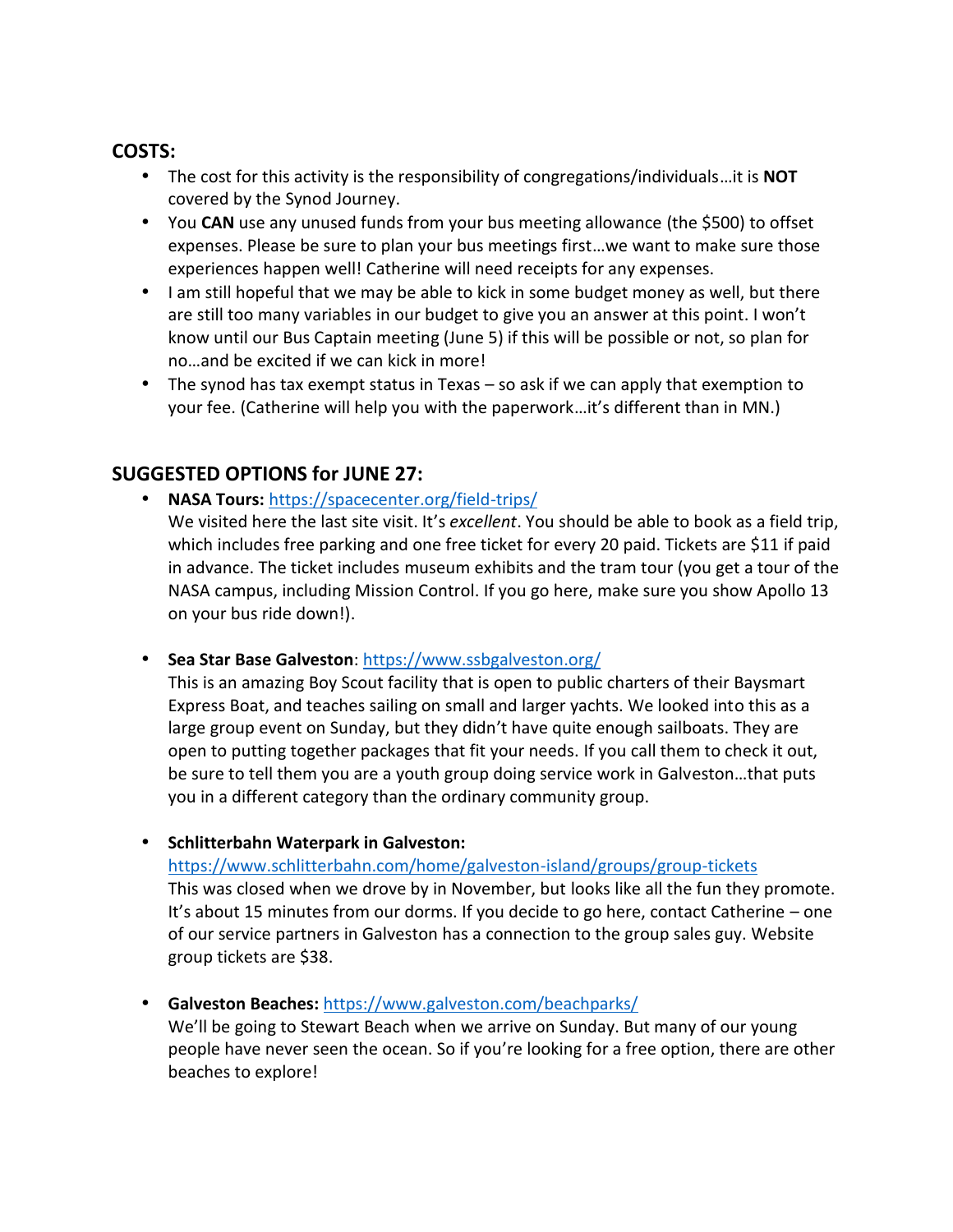## COSTS:

- The cost for this activity is the responsibility of congregations/individuals…it is **NOT** covered by the Synod Journey.
- You **CAN** use any unused funds from your bus meeting allowance (the $500) to offset expenses. Please be sure to plan your bus meetings first…we want to make sure those experiences happen well! Catherine will need receipts for any expenses.
- I am still hopeful that we may be able to kick in some budget money as well, but there are still too many variables in our budget to give you an answer at this point. I won't know until our Bus Captain meeting (June 5) if this will be possible or not, so plan for no…and be excited if we can kick in more!
- The synod has tax exempt status in Texas – so ask if we can apply that exemption to your fee. (Catherine will help you with the paperwork…it's different than in MN.)

## SUGGESTED OPTIONS for JUNE 27:

- **NASA Tours:** [https://spacecenter.org/field-trips/](https://spacecenter.org/field-trips/)
  We visited here the last site visit. It's *excellent*. You should be able to book as a field trip, which includes free parking and one free ticket for every 20 paid. Tickets are $11 if paid in advance. The ticket includes museum exhibits and the tram tour (you get a tour of the NASA campus, including Mission Control. If you go here, make sure you show Apollo 13 on your bus ride down!).

- **Sea Star Base Galveston**: [https://www.ssbgalveston.org/](https://www.ssbgalveston.org/)
  This is an amazing Boy Scout facility that is open to public charters of their Baysmart Express Boat, and teaches sailing on small and larger yachts. We looked into this as a large group event on Sunday, but they didn't have quite enough sailboats. They are open to putting together packages that fit your needs. If you call them to check it out, be sure to tell them you are a youth group doing service work in Galveston…that puts you in a different category than the ordinary community group.

- **Schlitterbahn Waterpark in Galveston:** [https://www.schlitterbahn.com/home/galveston-island/groups/group-tickets](https://www.schlitterbahn.com/home/galveston-island/groups/group-tickets)
  This was closed when we drove by in November, but looks like all the fun they promote. It's about 15 minutes from our dorms. If you decide to go here, contact Catherine – one of our service partners in Galveston has a connection to the group sales guy. Website group tickets are $38.

- **Galveston Beaches:** [https://www.galveston.com/beachparks/](https://www.galveston.com/beachparks/)
  We'll be going to Stewart Beach when we arrive on Sunday. But many of our young people have never seen the ocean. So if you're looking for a free option, there are other beaches to explore!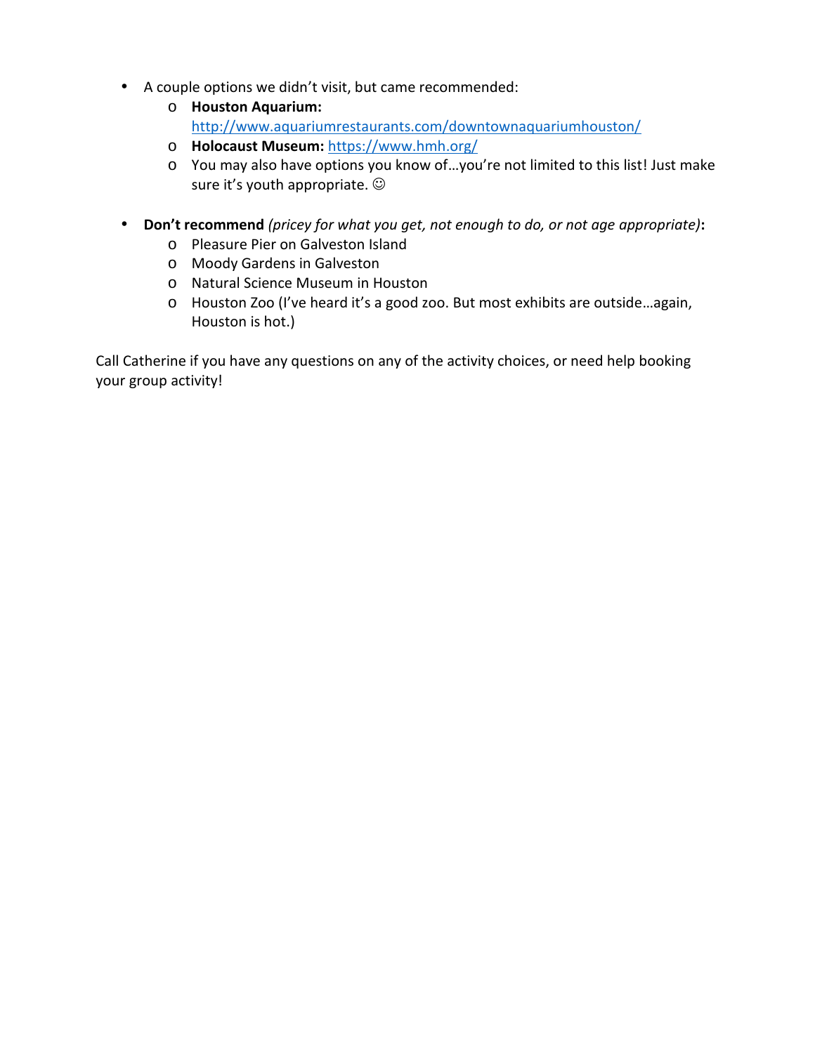- A couple options we didn't visit, but came recommended:
  - **Houston Aquarium:** [http://www.aquariumrestaurants.com/downtownaquariumhouston/](http://www.aquariumrestaurants.com/downtownaquariumhouston/)
  - **Holocaust Museum:** [https://www.hmh.org/](https://www.hmh.org/)
  - You may also have options you know of…you're not limited to this list! Just make sure it's youth appropriate. ☺

- **Don't recommend** *(pricey for what you get, not enough to do, or not age appropriate)***:**
  - Pleasure Pier on Galveston Island
  - Moody Gardens in Galveston
  - Natural Science Museum in Houston
  - Houston Zoo (I've heard it's a good zoo. But most exhibits are outside…again, Houston is hot.)

Call Catherine if you have any questions on any of the activity choices, or need help booking your group activity!